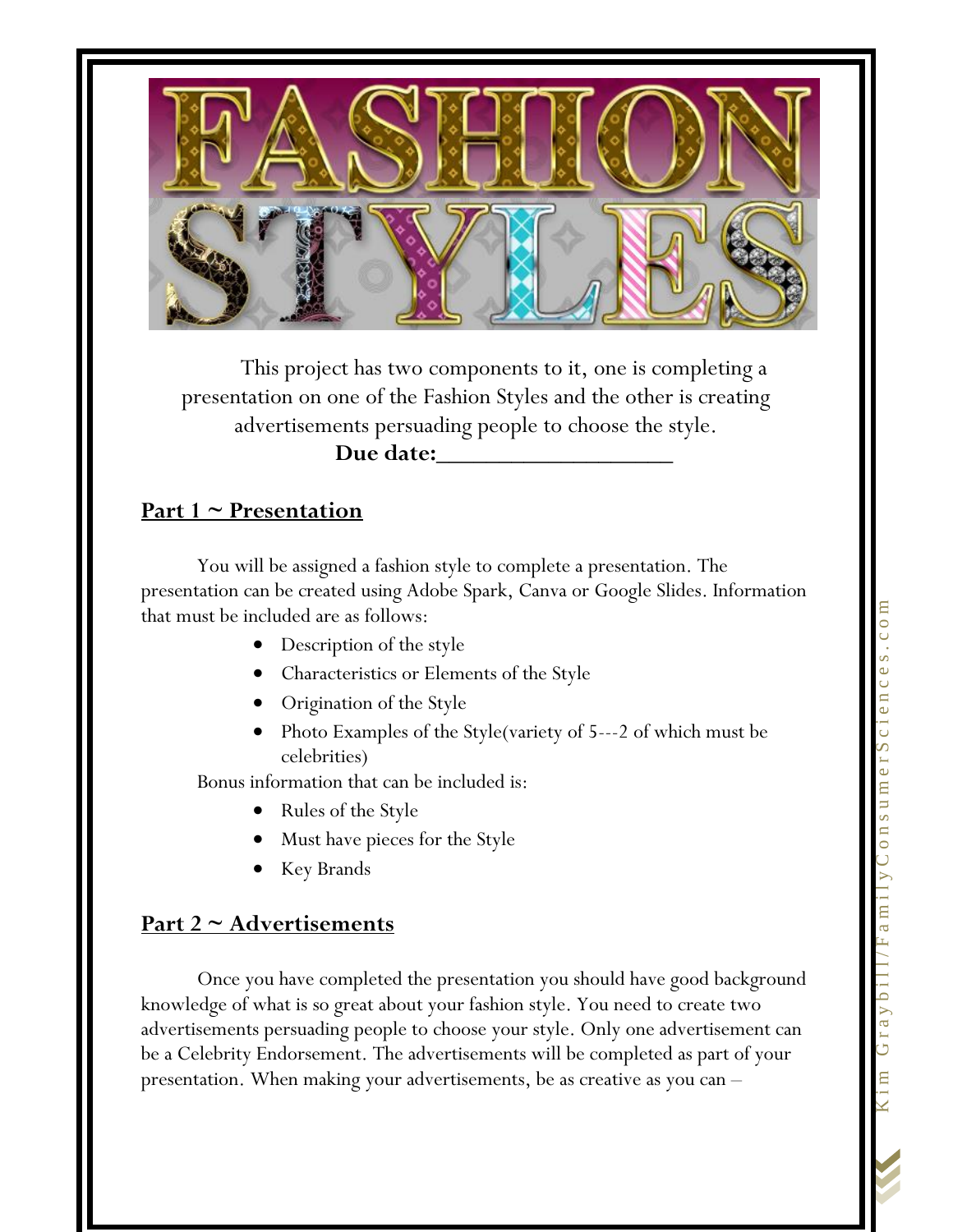# FASHION STYLES

This project has two components to it, one is completing a presentation on one of the Fashion Styles and the other is creating advertisements persuading people to choose the style.

**Due date:___________________**

## Part 1 ~ Presentation

You will be assigned a fashion style to complete a presentation. The presentation can be created using Adobe Spark, Canva or Google Slides. Information that must be included are as follows:

- Description of the style
- Characteristics or Elements of the Style
- Origination of the Style
- Photo Examples of the Style(variety of 5---2 of which must be celebrities)

Bonus information that can be included is:

- Rules of the Style
- Must have pieces for the Style
- Key Brands

## Part 2 ~ Advertisements

Once you have completed the presentation you should have good background knowledge of what is so great about your fashion style. You need to create two advertisements persuading people to choose your style. Only one advertisement can be a Celebrity Endorsement. The advertisements will be completed as part of your presentation. When making your advertisements, be as creative as you can –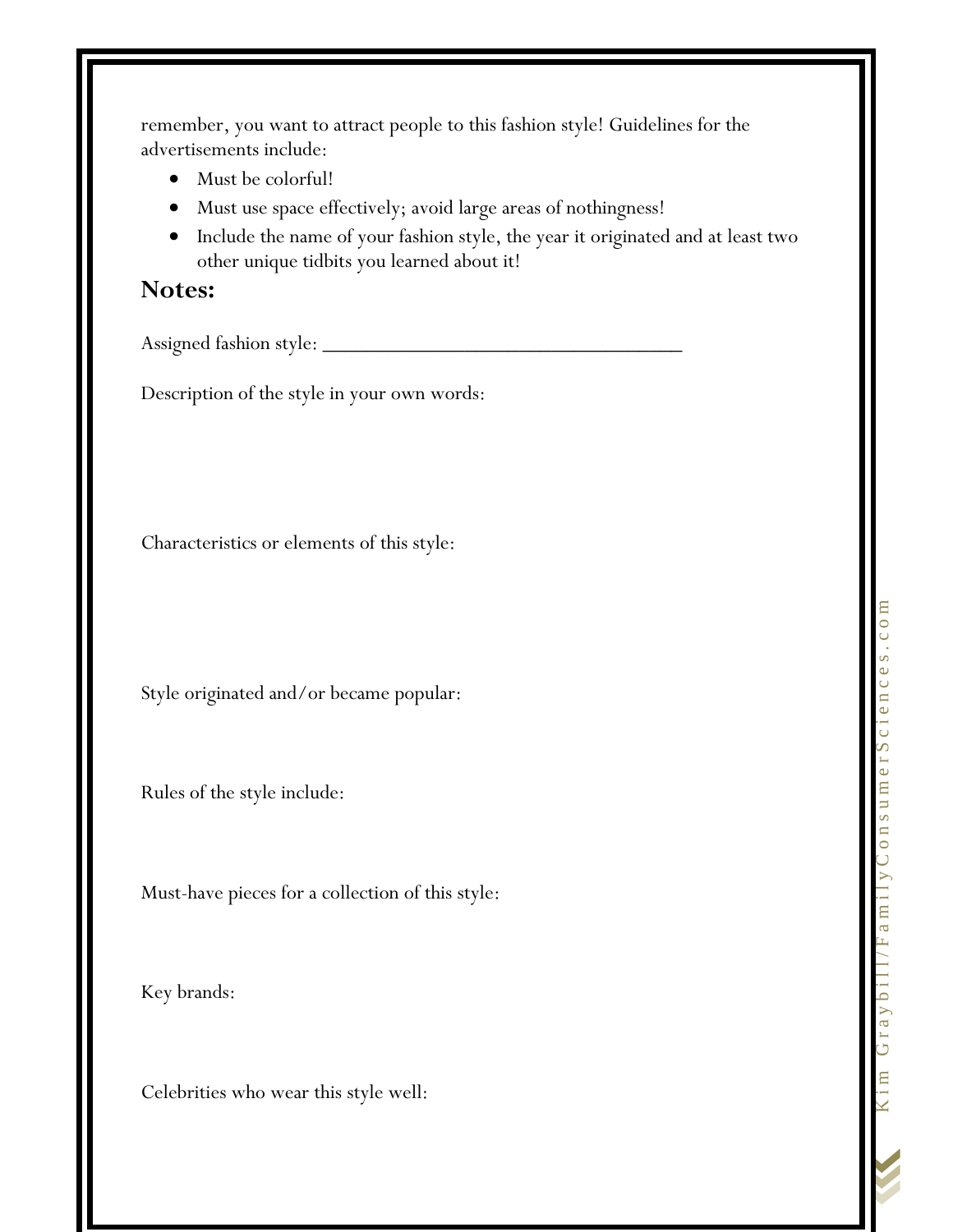remember, you want to attract people to this fashion style! Guidelines for the advertisements include:

- Must be colorful!
- Must use space effectively; avoid large areas of nothingness!
- Include the name of your fashion style, the year it originated and at least two other unique tidbits you learned about it!

## Notes:

Assigned fashion style: ______________________________

Description of the style in your own words:

Characteristics or elements of this style:

Style originated and/or became popular:

Rules of the style include:

Must-have pieces for a collection of this style:

Key brands:

Celebrities who wear this style well: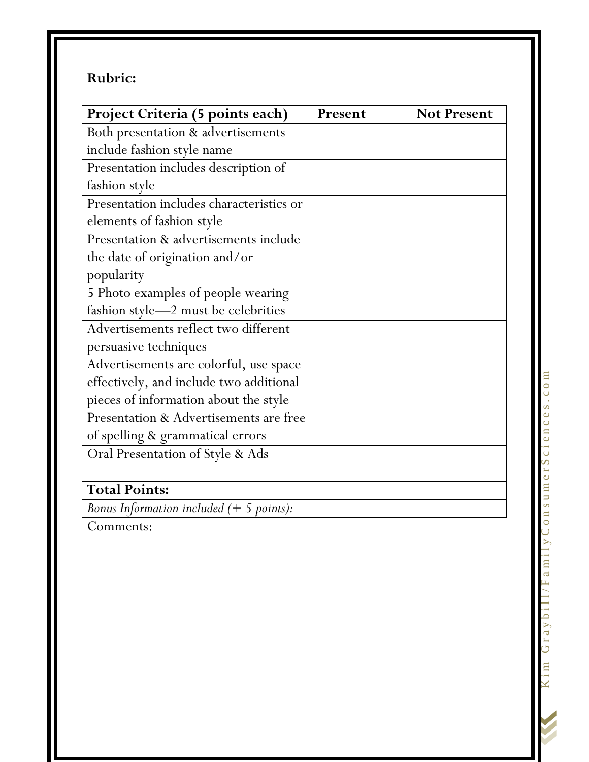**Rubric:**

| Project Criteria (5 points each) | Present | Not Present |
|---|---|---|
| Both presentation & advertisements include fashion style name | | |
| Presentation includes description of fashion style | | |
| Presentation includes characteristics or elements of fashion style | | |
| Presentation & advertisements include the date of origination and/or popularity | | |
| 5 Photo examples of people wearing fashion style—2 must be celebrities | | |
| Advertisements reflect two different persuasive techniques | | |
| Advertisements are colorful, use space effectively, and include two additional pieces of information about the style | | |
| Presentation & Advertisements are free of spelling & grammatical errors | | |
| Oral Presentation of Style & Ads | | |
| | | |
| **Total Points:** | | |
| *Bonus Information included (+ 5 points):* | | |

Comments: